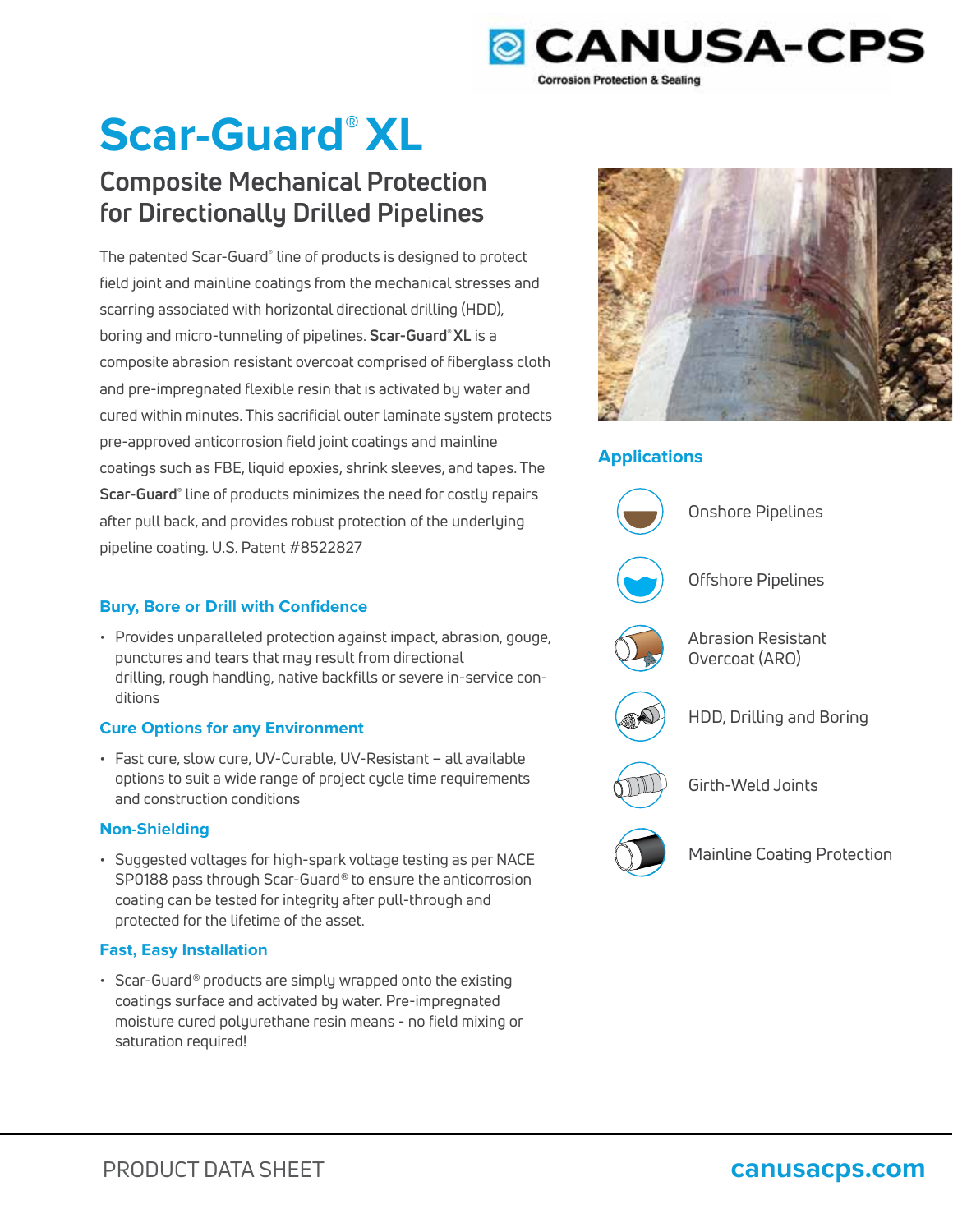CANUSA-CPS

Corrosion Protection & Sealing

# Scar-Guard® XL

## Composite Mechanical Protection for Directionally Drilled Pipelines

The patented Scar-Guard® line of products is designed to protect field joint and mainline coatings from the mechanical stresses and scarring associated with horizontal directional drilling (HDD), boring and micro-tunneling of pipelines. **Scar-Guard® XL** is a composite abrasion resistant overcoat comprised of fiberglass cloth and pre-impregnated flexible resin that is activated by water and cured within minutes. This sacrificial outer laminate system protects pre-approved anticorrosion field joint coatings and mainline coatings such as FBE, liquid epoxies, shrink sleeves, and tapes. The **Scar-Guard®** line of products minimizes the need for costly repairs after pull back, and provides robust protection of the underlying pipeline coating. U.S. Patent #8522827

### Bury, Bore or Drill with Confidence

- Provides unparalleled protection against impact, abrasion, gouge, punctures and tears that may result from directional drilling, rough handling, native backfills or severe in-service conditions

### Cure Options for any Environment

- Fast cure, slow cure, UV-Curable, UV-Resistant – all available options to suit a wide range of project cycle time requirements and construction conditions

### Non-Shielding

- Suggested voltages for high-spark voltage testing as per NACE SP0188 pass through Scar-Guard® to ensure the anticorrosion coating can be tested for integrity after pull-through and protected for the lifetime of the asset.

### Fast, Easy Installation

- Scar-Guard® products are simply wrapped onto the existing coatings surface and activated by water. Pre-impregnated moisture cured polyurethane resin means - no field mixing or saturation required!

### Applications

- Onshore Pipelines
- Offshore Pipelines
- Abrasion Resistant Overcoat (ARO)
- HDD, Drilling and Boring
- Girth-Weld Joints
- Mainline Coating Protection

PRODUCT DATA SHEET

canusacps.com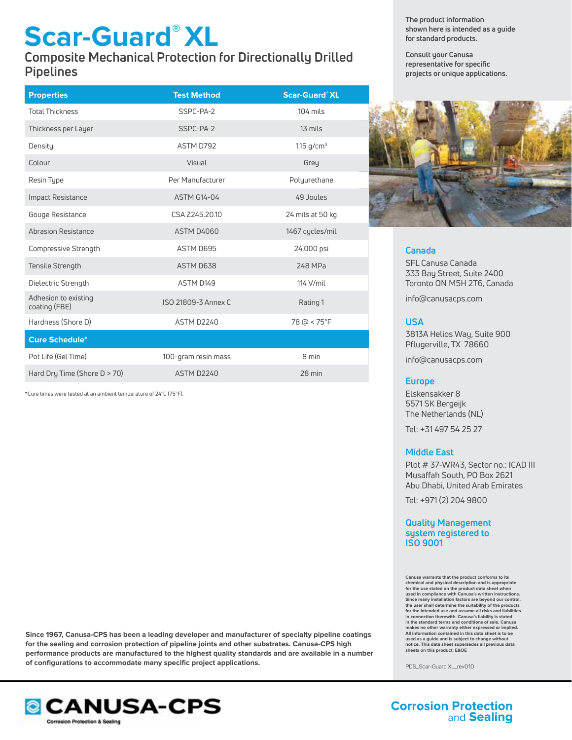# Scar-Guard® XL

## Composite Mechanical Protection for Directionally Drilled Pipelines

| Properties | Test Method | Scar-Guard® XL |
|---|---|---|
| Total Thickness | SSPC-PA-2 | 104 mils |
| Thickness per Layer | SSPC-PA-2 | 13 mils |
| Density | ASTM D792 | 1.15 g/cm$^3$ |
| Colour | Visual | Grey |
| Resin Type | Per Manufacturer | Polyurethane |
| Impact Resistance | ASTM G14-04 | 49 Joules |
| Gouge Resistance | CSA Z245.20.10 | 24 mils at 50 kg |
| Abrasion Resistance | ASTM D4060 | 1467 cycles/mil |
| Compressive Strength | ASTM D695 | 24,000 psi |
| Tensile Strength | ASTM D638 | 248 MPa |
| Dielectric Strength | ASTM D149 | 114 V/mil |
| Adhesion to existing coating (FBE) | ISO 21809-3 Annex C | Rating 1 |
| Hardness (Shore D) | ASTM D2240 | 78 @ < 75°F |
| **Cure Schedule*** | | |
| Pot Life (Gel Time) | 100-gram resin mass | 8 min |
| Hard Dry Time (Shore D > 70) | ASTM D2240 | 28 min |

*Cure times were tested at an ambient temperature of 24°C (75°F).

**Since 1967, Canusa-CPS has been a leading developer and manufacturer of specialty pipeline coatings for the sealing and corrosion protection of pipeline joints and other substrates. Canusa-CPS high performance products are manufactured to the highest quality standards and are available in a number of configurations to accommodate many specific project applications.**

**The product information shown here is intended as a guide for standard products.**

**Consult your Canusa representative for specific projects or unique applications.**

### Canada

SFL Canusa Canada
333 Bay Street, Suite 2400
Toronto ON M5H 2T6, Canada

info@canusacps.com

### USA

3813A Helios Way, Suite 900
Pflugerville, TX 78660

info@canusacps.com

### Europe

Elskensakker 8
5571 SK Bergeijk
The Netherlands (NL)

Tel: +31 497 54 25 27

### Middle East

Plot # 37-WR43, Sector no.: ICAD III
Musaffah South, PO Box 2621
Abu Dhabi, United Arab Emirates

Tel: +971 (2) 204 9800

### Quality Management system registered to ISO 9001

Canusa warrants that the product conforms to its chemical and physical description and is appropriate for the use stated on the product data sheet when used in compliance with Canusa's written instructions. Since many installation factors are beyond our control, the user shall determine the suitability of the products for the intended use and assume all risks and liabilities in connection therewith. Canusa's liability is stated in the standard terms and conditions of sale. Canusa makes no other warranty either expressed or implied. All information contained in this data sheet is to be used as a guide and is subject to change without notice. This data sheet supersedes all previous data sheets on this product. E&OE

PDS_Scar-Guard XL_rev010

CANUSA-CPS
Corrosion Protection & Sealing

Corrosion Protection and Sealing